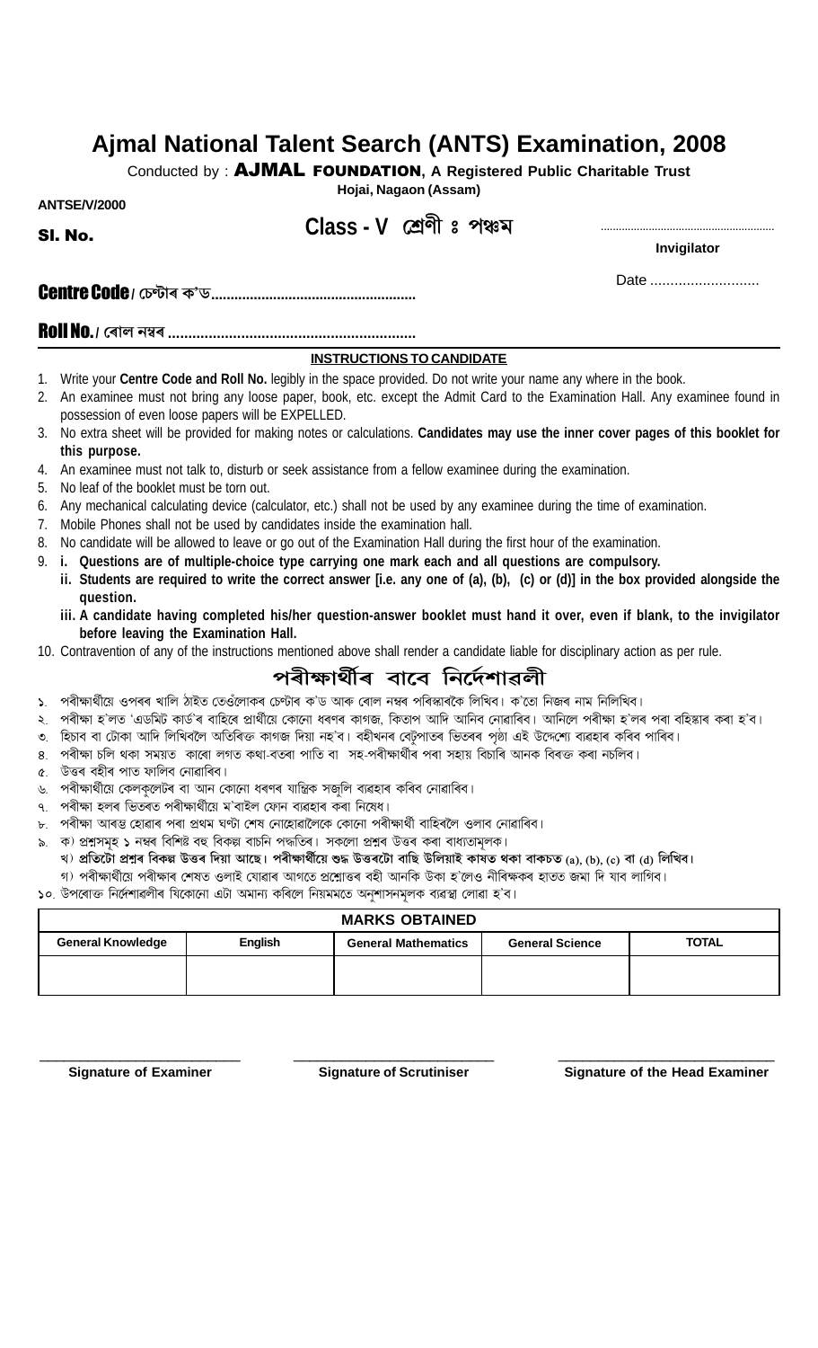# Ajmal National Talent Search (ANTS) Examination, 2008

Conducted by : **AJMAL FOUNDATION, A Registered Public Charitable Trust**

**Hojai, Nagaon (Assam)**

**ANTSE/V/2000**

**Sl. No.**

## Class - V শ্ৰেণী ঃ পঞ্চম

..........................................................

**Invigilator**

Date ...........................

**Centre Code / চেন্টাৰ ক'ড....................................................**

**Roll No. / ৰোল নম্বৰ ............................................................**

### INSTRUCTIONS TO CANDIDATE

1. Write your **Centre Code and Roll No.** legibly in the space provided. Do not write your name any where in the book.
2. An examinee must not bring any loose paper, book, etc. except the Admit Card to the Examination Hall. Any examinee found in possession of even loose papers will be EXPELLED.
3. No extra sheet will be provided for making notes or calculations. **Candidates may use the inner cover pages of this booklet for this purpose.**
4. An examinee must not talk to, disturb or seek assistance from a fellow examinee during the examination.
5. No leaf of the booklet must be torn out.
6. Any mechanical calculating device (calculator, etc.) shall not be used by any examinee during the time of examination.
7. Mobile Phones shall not be used by candidates inside the examination hall.
8. No candidate will be allowed to leave or go out of the Examination Hall during the first hour of the examination.
9. **i. Questions are of multiple-choice type carrying one mark each and all questions are compulsory.**
   **ii. Students are required to write the correct answer [i.e. any one of (a), (b), (c) or (d)] in the box provided alongside the question.**
   **iii. A candidate having completed his/her question-answer booklet must hand it over, even if blank, to the invigilator before leaving the Examination Hall.**
10. Contravention of any of the instructions mentioned above shall render a candidate liable for disciplinary action as per rule.

## পৰীক্ষাৰ্থীৰ বাবে নিৰ্দেশাৱলী

১. পৰীক্ষাৰ্থীয়ে ওপৰৰ খালি ঠাইত তেওঁলোকৰ চেন্টাৰ ক'ড আৰু ৰোল নম্বৰ পৰিস্কাৰকৈ লিখিব। ক'তো নিজৰ নাম নিলিখিব।
২. পৰীক্ষা হ'লত 'এডমিট কাৰ্ড'ৰ বাহিৰে প্ৰাৰ্থীয়ে কোনো ধৰণৰ কাগজ, কিতাপ আদি আনিব নোৱাৰিব। আনিলে পৰীক্ষা হ'লৰ পৰা বহিস্কাৰ কৰা হ'ব।
৩. হিচাব বা টোকা আদি লিখিবলৈ অতিৰিক্ত কাগজ দিয়া নহ'ব। বহীখনৰ বেটুপাতৰ ভিতৰৰ পৃষ্ঠা এই উদ্দেশ্যে ব্যৱহাৰ কৰিব পাৰিব।
৪. পৰীক্ষা চলি থকা সময়ত কাৰো লগত কথা-বতৰা পাতি বা সহ-পৰীক্ষাৰ্থীৰ পৰা সহায় বিচাৰি আনক বিৰক্ত কৰা নচলিব।
৫. উত্তৰ বহীৰ পাত ফালিব নোৱাৰিব।
৬. পৰীক্ষাৰ্থীয়ে কেলকুলেটৰ বা আন কোনো ধৰণৰ যান্ত্ৰিক সজুলি ব্যৱহাৰ কৰিব নোৱাৰিব।
৭. পৰীক্ষা হলৰ ভিতৰত পৰীক্ষাৰ্থীয়ে ম'বাইল ফোন ব্যৱহাৰ কৰা নিষেধ।
৮. পৰীক্ষা আৰম্ভ হোৱাৰ পৰা প্ৰথম ঘণ্টা শেষ নোহোৱালৈকে কোনো পৰীক্ষাৰ্থী বাহিৰলৈ ওলাব নোৱাৰিব।
৯. ক) প্ৰশ্নসমূহ ১ নম্বৰ বিশিষ্ট বহু বিকল্প বাচনি পদ্ধতিৰ। সকলো প্ৰশ্নৰ উত্তৰ কৰা বাধ্যতামূলক।
   **খ) প্ৰতিটো প্ৰশ্নৰ বিকল্প উত্তৰ দিয়া আছে। পৰীক্ষাৰ্থীয়ে শুদ্ধ উত্তৰটো বাছি উলিয়াই কাষত থকা বাকচত (a), (b), (c) বা (d) লিখিব।**
   গ) পৰীক্ষাৰ্থীয়ে পৰীক্ষাৰ শেষত ওলাই যোৱাৰ আগতে প্ৰশ্নোত্তৰ বহী আনকি উকা হ'লেও নীৰিক্ষকৰ হাতত জমা দি যাব লাগিব।
১০. উপৰোক্ত নিৰ্দেশাৱলীৰ যিকোনো এটা অমান্য কৰিলে নিয়মমতে অনুশাসনমূলক ব্যৱস্থা লোৱা হ'ব।

| MARKS OBTAINED | | | | |
|---|---|---|---|---|
| **General Knowledge** | **English** | **General Mathematics** | **General Science** | **TOTAL** |
| | | | | |

**Signature of Examiner** &nbsp;&nbsp;&nbsp; **Signature of Scrutiniser** &nbsp;&nbsp;&nbsp; **Signature of the Head Examiner**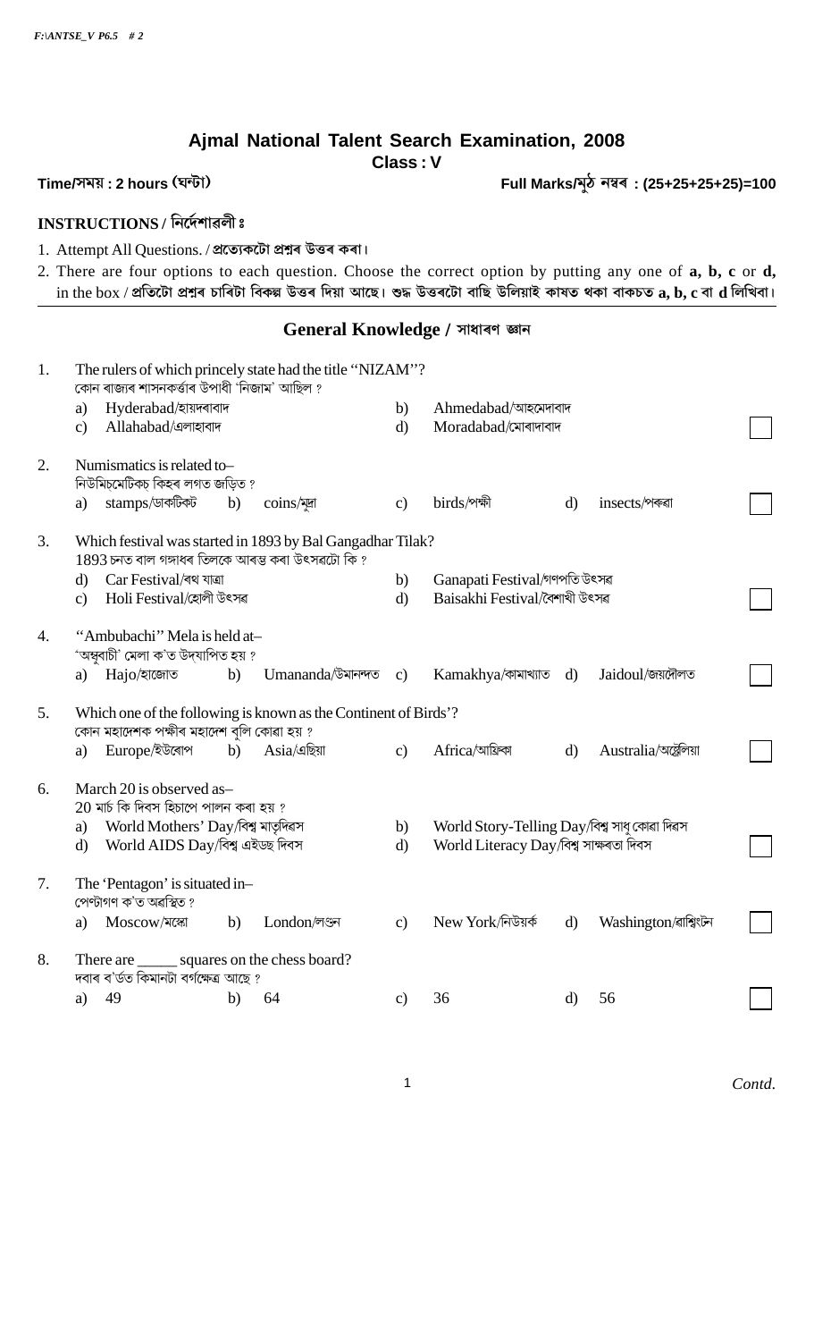# Ajmal National Talent Search Examination, 2008

**Class : V**

**Time/সময় : 2 hours (ঘণ্টা)** **Full Marks/মুঠ নম্বৰ : (25+25+25+25)=100**

## INSTRUCTIONS / নিৰ্দেশাৱলী ঃ

1. Attempt All Questions. / **প্ৰত্যেকটো প্ৰশ্নৰ উত্তৰ কৰা।**
2. There are four options to each question. Choose the correct option by putting any one of **a, b, c** or **d,** in the box / **প্ৰতিটো প্ৰশ্নৰ চাৰিটা বিকল্প উত্তৰ দিয়া আছে। শুদ্ধ উত্তৰটো বাছি উলিয়াই কাষত থকা বাকচত a, b, c বা d লিখিবা।**

---

## General Knowledge / সাধাৰণ জ্ঞান

1. The rulers of which princely state had the title "NIZAM"?
   কোন ৰাজ্যৰ শাসনকৰ্তাৰ উপাধী 'নিজাম' আছিল ?
   a) Hyderabad/হায়দৰাবাদ b) Ahmedabad/আহমেদাবাদ
   c) Allahabad/এলাহাবাদ d) Moradabad/মোৰাদাবাদ

2. Numismatics is related to–
   নিউমিচমেটিকচ কিহৰ লগত জড়িত ?
   a) stamps/ডাকটিকট b) coins/মুদ্ৰা c) birds/পক্ষী d) insects/পৰুৱা

3. Which festival was started in 1893 by Bal Gangadhar Tilak?
   1893 চনত বাল গঙ্গাধৰ তিলকে আৰম্ভ কৰা উৎসৱটো কি ?
   d) Car Festival/ৰথ যাত্ৰা b) Ganapati Festival/গণপতি উৎসৱ
   c) Holi Festival/হোলী উৎসৱ d) Baisakhi Festival/বৈশাখী উৎসৱ

4. "Ambubachi" Mela is held at–
   'অম্বুবাচী' মেলা ক'ত উদযাপিত হয় ?
   a) Hajo/হাজোত b) Umananda/উমানন্দত c) Kamakhya/কামাখ্যাত d) Jaidoul/জয়দৌলত

5. Which one of the following is known as the Continent of Birds'?
   কোন মহাদেশক পক্ষীৰ মহাদেশ বুলি কোৱা হয় ?
   a) Europe/ইউৰোপ b) Asia/এছিয়া c) Africa/আফ্ৰিকা d) Australia/অষ্ট্ৰেলিয়া

6. March 20 is observed as–
   20 মাৰ্চ কি দিৱস হিচাপে পালন কৰা হয় ?
   a) World Mothers' Day/বিশ্ব মাতৃদিৱস b) World Story-Telling Day/বিশ্ব সাধু কোৱা দিৱস
   d) World AIDS Day/বিশ্ব এইড্‌ছ দিৱস d) World Literacy Day/বিশ্ব সাক্ষৰতা দিৱস

7. The 'Pentagon' is situated in–
   পেন্টাগণ ক'ত অৱস্থিত ?
   a) Moscow/মস্কো b) London/লণ্ডন c) New York/নিউয়ৰ্ক d) Washington/ৱাশ্বিংটন

8. There are _____ squares on the chess board?
   দবাৰ ব'ৰ্ডত কিমানটা বৰ্গক্ষেত্ৰ আছে ?
   a) 49 b) 64 c) 36 d) 56

*Contd.*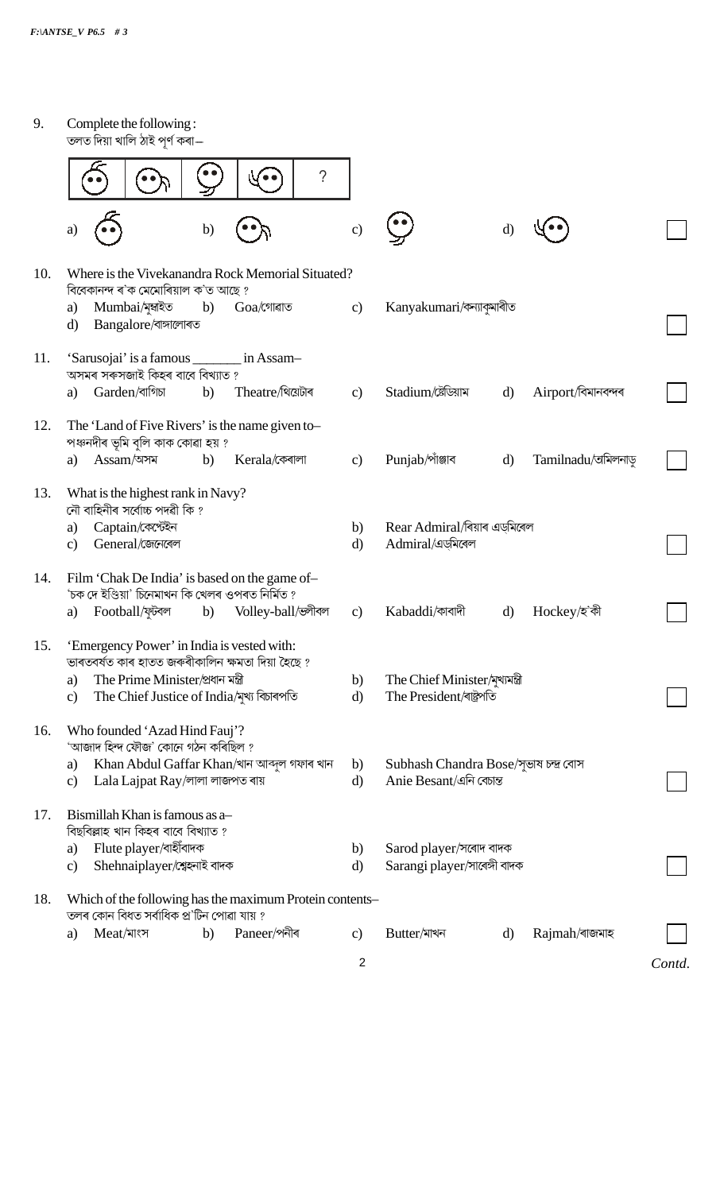9. Complete the following :
তলত দিয়া খালি ঠাই পূর্ণ কৰা –

a) b) c) d)

10. Where is the Vivekanandra Rock Memorial Situated?
বিবেকানন্দ ৰ'ক মেমোৰিয়াল ক'ত আছে ?
a) Mumbai/মুম্বাইত b) Goa/গোৱাত c) Kanyakumari/কন্যাকুমাৰীত
d) Bangalore/বাঙ্গালোৰত

11. 'Sarusojai' is a famous _______ in Assam–
অসমৰ সৰুসজাই কিহৰ বাবে বিখ্যাত ?
a) Garden/বাগিচা b) Theatre/থিয়েটাৰ c) Stadium/ষ্টেডিয়াম d) Airport/বিমানবন্দৰ

12. The 'Land of Five Rivers' is the name given to–
পঞ্চনদীৰ ভূমি বুলি কাক কোৱা হয় ?
a) Assam/অসম b) Kerala/কেৰালা c) Punjab/পাঞ্জাব d) Tamilnadu/তামিলনাডু

13. What is the highest rank in Navy?
নৌ বাহিনীৰ সৰ্বোচ্চ পদৱী কি ?
a) Captain/কেপ্টেইন b) Rear Admiral/ৰিয়াৰ এডমিৰেল
c) General/জেনেৰেল d) Admiral/এডমিৰেল

14. Film 'Chak De India' is based on the game of–
'চক দে ইণ্ডিয়া' চিনেমাখন কি খেলৰ ওপৰত নিৰ্মিত ?
a) Football/ফুটবল b) Volley-ball/ভলীবল c) Kabaddi/কাবাদী d) Hockey/হ'কী

15. 'Emergency Power' in India is vested with:
ভাৰতবৰ্ষত কাৰ হাতত জৰুৰীকালিন ক্ষমতা দিয়া হৈছে ?
a) The Prime Minister/প্ৰধান মন্ত্ৰী b) The Chief Minister/মুখ্যমন্ত্ৰী
c) The Chief Justice of India/মুখ্য বিচাৰপতি d) The President/ৰাষ্ট্ৰপতি

16. Who founded 'Azad Hind Fauj'?
'আজাদ হিন্দ ফৌজ' কোনে গঠন কৰিছিল ?
a) Khan Abdul Gaffar Khan/খান আব্দুল গফাৰ খান b) Subhash Chandra Bose/সুভাষ চন্দ্ৰ বোস
c) Lala Lajpat Ray/লালা লাজপত ৰায় d) Anie Besant/এনি বেচান্ত

17. Bismillah Khan is famous as a–
বিছমিল্লাহ খান কিহৰ বাবে বিখ্যাত ?
a) Flute player/বাহীঁবাদক b) Sarod player/সৰোদ বাদক
c) Shehnaiplayer/শ্বেহনাই বাদক d) Sarangi player/সাৰেঙ্গী বাদক

18. Which of the following has the maximum Protein contents–
তলৰ কোন বিধত সৰ্বাধিক প্ৰ'টিন পোৱা যায় ?
a) Meat/মাংস b) Paneer/পনীৰ c) Butter/মাখন d) Rajmah/ৰাজমাহ

*Contd.*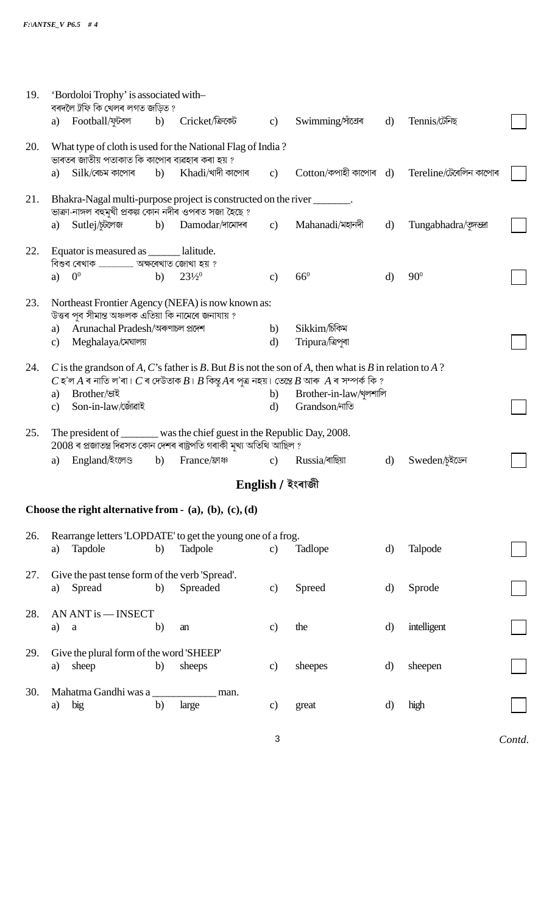19. 'Bordoloi Trophy' is associated with–
বৰদলৈ ট্ৰফি কি খেলৰ লগত জড়িত ?
a) Football/ফুটবল b) Cricket/ক্ৰিকেট c) Swimming/সাঁতোৰ d) Tennis/টেনিছ

20. What type of cloth is used for the National Flag of India ?
ভাৰতৰ জাতীয় পতাকাত কি কাপোৰ ব্যৱহাৰ কৰা হয় ?
a) Silk/ৰেচম কাপোৰ b) Khadi/খাদী কাপোৰ c) Cotton/কপাহী কাপোৰ d) Tereline/টেৰেলিন কাপোৰ

21. Bhakra-Nagal multi-purpose project is constructed on the river _______.
ভাক্ৰা-নাঙ্গল বহুমুখী প্ৰকল্প কোন নদীৰ ওপৰত সজা হৈছে ?
a) Sutlej/চুটলেজ b) Damodar/দামোদৰ c) Mahanadi/মহানদী d) Tungabhadra/তুঙ্গভদ্ৰা

22. Equator is measured as ______ lalitude.
বিশুব ৰেখাক ........... অক্ষৰেখাত জোখা হয় ?
a) $0^0$ b) $23\frac{1}{2}^0$ c) $66^0$ d) $90^0$

23. Northeast Frontier Agency (NEFA) is now known as:
উত্তৰ পূব সীমান্ত অঞ্চলক এতিয়া কি নামেৰে জনাযায় ?
a) Arunachal Pradesh/অৰুণাচল প্ৰদেশ b) Sikkim/চিকিম
c) Meghalaya/মেঘালয় d) Tripura/ত্ৰিপুৰা

24. $C$ is the grandson of $A$, $C$'s father is $B$. But $B$ is not the son of $A$, then what is $B$ in relation to $A$ ?
$C$ হ'ল $A$ ৰ নাতি ল'ৰা। $C$ ৰ দেউতাক $B$। $B$ কিন্তু $A$ৰ পুত্ৰ নহয়। তেন্তে $B$ আৰু $A$ ৰ সম্পৰ্ক কি ?
a) Brother/ভাই b) Brother-in-law/খুলশালি
c) Son-in-law/জোঁৱাই d) Grandson/নাতি

25. The president of _______ was the chief guest in the Republic Day, 2008.
2008 ৰ প্ৰজাতন্ত্ৰ দিৱসত কোন দেশৰ ৰাষ্ট্ৰপতি গৰাকী মুখ্য অতিথি আছিল ?
a) England/ইংলেণ্ড b) France/ফ্ৰান্স c) Russia/ৰাছিয়া d) Sweden/চুইডেন

## English / ইংৰাজী

**Choose the right alternative from - (a), (b), (c), (d)**

26. Rearrange letters 'LOPDATE' to get the young one of a frog.
a) Tapdole b) Tadpole c) Tadlope d) Talpode

27. Give the past tense form of the verb 'Spread'.
a) Spread b) Spreaded c) Spreed d) Sprode

28. AN ANT is — INSECT
a) a b) an c) the d) intelligent

29. Give the plural form of the word 'SHEEP'
a) sheep b) sheeps c) sheepes d) sheepen

30. Mahatma Gandhi was a ____________ man.
a) big b) large c) great d) high

*Contd.*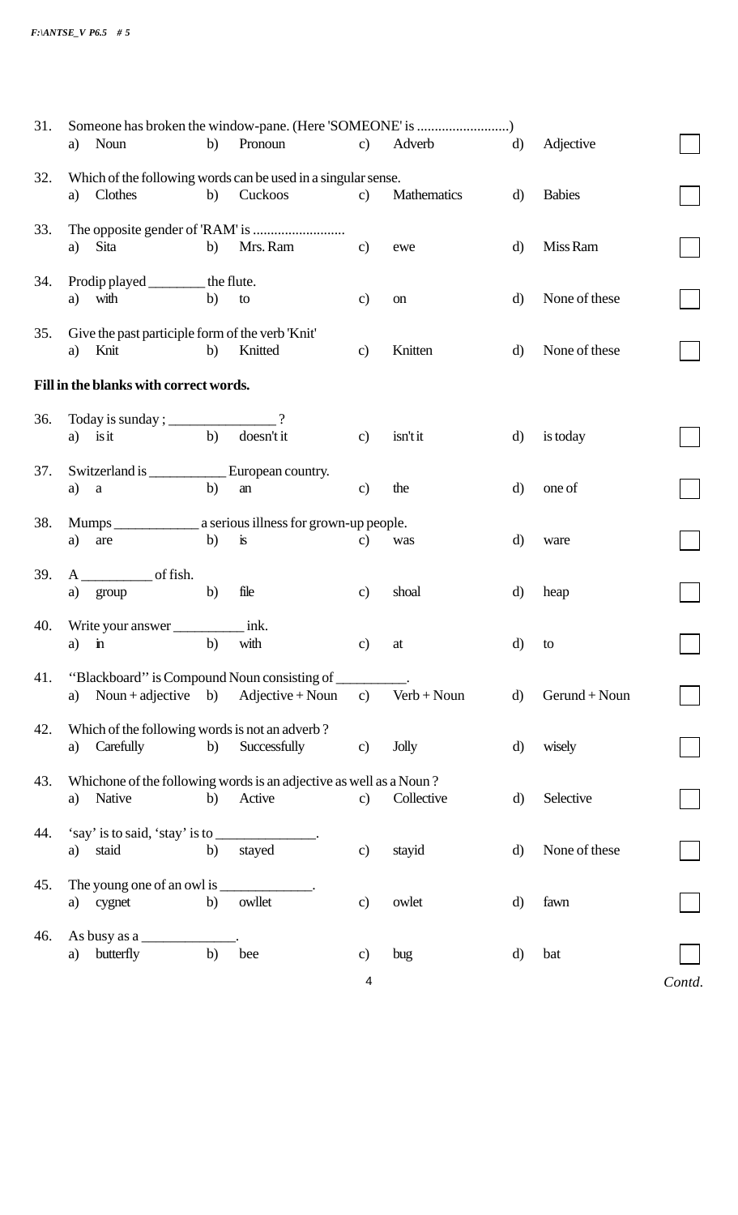31. Someone has broken the window-pane. (Here 'SOMEONE' is ..........................)
   a) Noun  b) Pronoun  c) Adverb  d) Adjective

32. Which of the following words can be used in a singular sense.
   a) Clothes  b) Cuckoos  c) Mathematics  d) Babies

33. The opposite gender of 'RAM' is ..........................
   a) Sita  b) Mrs. Ram  c) ewe  d) Miss Ram

34. Prodip played ________ the flute.
   a) with  b) to  c) on  d) None of these

35. Give the past participle form of the verb 'Knit'
   a) Knit  b) Knitted  c) Knitten  d) None of these

**Fill in the blanks with correct words.**

36. Today is sunday ; _______________ ?
   a) is it  b) doesn't it  c) isn't it  d) is today

37. Switzerland is ___________ European country.
   a) a  b) an  c) the  d) one of

38. Mumps ____________ a serious illness for grown-up people.
   a) are  b) is  c) was  d) ware

39. A __________ of fish.
   a) group  b) file  c) shoal  d) heap

40. Write your answer __________ ink.
   a) in  b) with  c) at  d) to

41. "Blackboard" is Compound Noun consisting of __________.
   a) Noun + adjective  b) Adjective + Noun  c) Verb + Noun  d) Gerund + Noun

42. Which of the following words is not an adverb ?
   a) Carefully  b) Successfully  c) Jolly  d) wisely

43. Whichone of the following words is an adjective as well as a Noun ?
   a) Native  b) Active  c) Collective  d) Selective

44. 'say' is to said, 'stay' is to ______________.
   a) staid  b) stayed  c) stayid  d) None of these

45. The young one of an owl is _____________.
   a) cygnet  b) owllet  c) owlet  d) fawn

46. As busy as a _____________.
   a) butterfly  b) bee  c) bug  d) bat

*Contd.*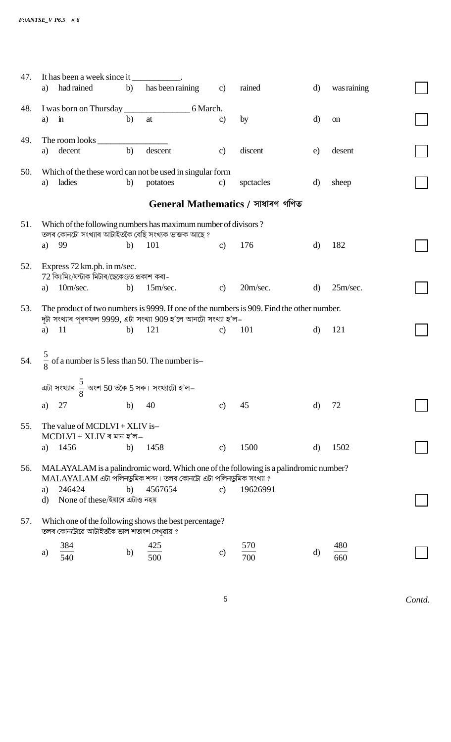47. It has been a week since it ___________.

a) had rained  b) has been raining  c) rained  d) was raining

48. I was born on Thursday _______________ 6 March.

a) in  b) at  c) by  d) on

49. The room looks _______________

a) decent  b) descent  c) discent  e) desent

50. Which of the these word can not be used in singular form

a) ladies  b) potatoes  c) spctacles  d) sheep

## General Mathematics / সাধাৰণ গণিত

51. Which of the following numbers has maximum number of divisors ?
তলৰ কোনটো সংখ্যাৰ আটাইতকৈ বেছি সংখ্যক ভাজক আছে ?

a) 99  b) 101  c) 176  d) 182

52. Express 72 km.ph. in m/sec.
72 কিঃমিঃ/ঘন্টাক মিটাৰ/ছেকেণ্ডত প্ৰকাশ কৰা-

a) 10m/sec.  b) 15m/sec.  c) 20m/sec.  d) 25m/sec.

53. The product of two numbers is 9999. If one of the numbers is 909. Find the other number.
দুটা সংখ্যাৰ পূৰণফল 9999, এটা সংখ্যা 909 হ'লে আনটো সংখ্যা হ'ল–

a) 11  b) 121  c) 101  d) 121

54. $\frac{5}{8}$ of a number is 5 less than 50. The number is–

এটা সংখ্যাৰ $\frac{5}{8}$ অংশ 50 তকৈ 5 সৰু। সংখ্যাটো হ'ল–

a) 27  b) 40  c) 45  d) 72

55. The value of MCDLVI + XLIV is–
MCDLVI + XLIV ৰ মান হ'ল–

a) 1456  b) 1458  c) 1500  d) 1502

56. MALAYALAM is a palindromic word. Which one of the following is a palindromic number?
MALAYALAM এটা পলিনড্ৰমিক শব্দ। তলৰ কোনটো এটা পলিনড্ৰমিক সংখ্যা ?

a) 246424  b) 4567654  c) 19626991
d) None of these/ইয়াৰে এটাও নহয়

57. Which one of the following shows the best percentage?
তলৰ কোনটোৱে আটাইতকৈ ভাল শতাংশ দেখুৱায় ?

a) $\frac{384}{540}$  b) $\frac{425}{500}$  c) $\frac{570}{700}$  d) $\frac{480}{660}$

*Contd.*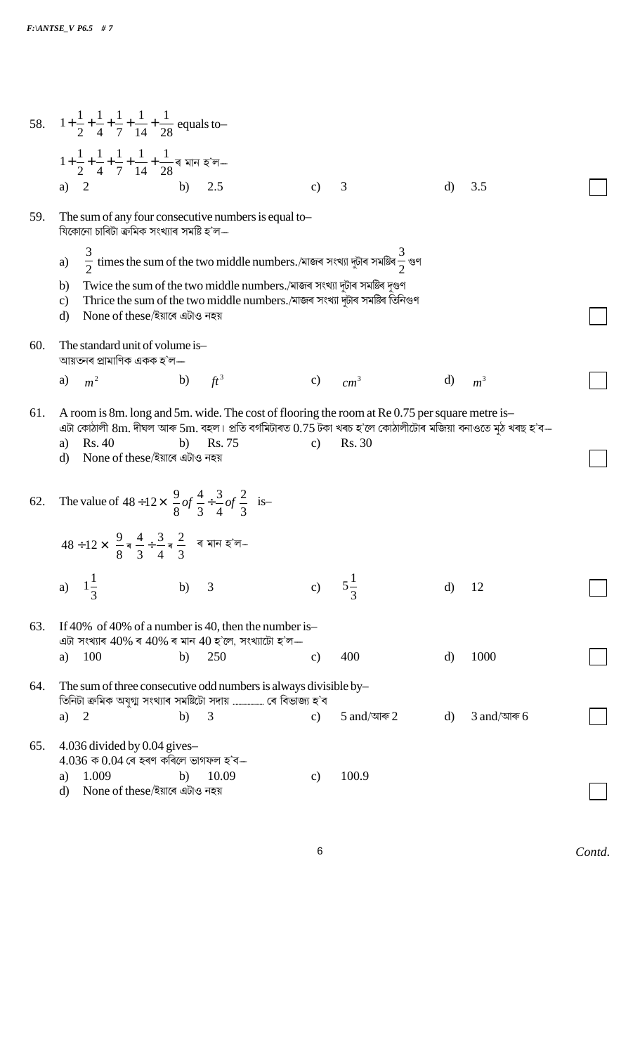58. $1+\frac{1}{2}+\frac{1}{4}+\frac{1}{7}+\frac{1}{14}+\frac{1}{28}$ equals to–

$1+\frac{1}{2}+\frac{1}{4}+\frac{1}{7}+\frac{1}{14}+\frac{1}{28}$ ৰ মান হ'ল–

a) 2 b) 2.5 c) 3 d) 3.5

59. The sum of any four consecutive numbers is equal to–
যিকোনো চাৰিটা ক্ৰমিক সংখ্যাৰ সমষ্টি হ'ল–

a) $\frac{3}{2}$ times the sum of the two middle numbers./মাজৰ সংখ্যা দুটাৰ সমষ্টিৰ $\frac{3}{2}$ গুণ
b) Twice the sum of the two middle numbers./মাজৰ সংখ্যা দুটাৰ সমষ্টিৰ দুগুণ
c) Thrice the sum of the two middle numbers./মাজৰ সংখ্যা দুটাৰ সমষ্টিৰ তিনিগুণ
d) None of these/ইয়াৰে এটাও নহয়

60. The standard unit of volume is–
আয়তনৰ প্ৰামাণিক একক হ'ল–

a) $m^2$ b) $ft^3$ c) $cm^3$ d) $m^3$

61. A room is 8m. long and 5m. wide. The cost of flooring the room at Re 0.75 per square metre is–
এটা কোঠালী 8m. দীঘল আৰু 5m. বহল। প্ৰতি বৰ্গমিটাৰত 0.75 টকা খৰচ হ'লে কোঠালীটোৰ মজিয়া বনাওতে মুঠ খৰছ হ'ব–

a) Rs. 40 b) Rs. 75 c) Rs. 30
d) None of these/ইয়াৰে এটাও নহয়

62. The value of $48 \div 12 \times \frac{9}{8} of \frac{4}{3} \div \frac{3}{4} of \frac{2}{3}$ is–

$48 \div 12 \times \frac{9}{8}$ ৰ $\frac{4}{3} \div \frac{3}{4}$ ৰ $\frac{2}{3}$ ৰ মান হ'ল–

a) $1\frac{1}{3}$ b) 3 c) $5\frac{1}{3}$ d) 12

63. If 40% of 40% of a number is 40, then the number is–
এটা সংখ্যাৰ 40% ৰ 40% ৰ মান 40 হ'লে, সংখ্যাটো হ'ল–

a) 100 b) 250 c) 400 d) 1000

64. The sum of three consecutive odd numbers is always divisible by–
তিনিটা ক্ৰমিক অযুগ্ম সংখ্যাৰ সমষ্টিটো সদায় ............... ৰে বিভাজ্য হ'ব

a) 2 b) 3 c) 5 and/আৰু 2 d) 3 and/আৰু 6

65. 4.036 divided by 0.04 gives–
4.036 ক 0.04 ৰে হৰণ কৰিলে ভাগফল হ'ব–

a) 1.009 b) 10.09 c) 100.9
d) None of these/ইয়াৰে এটাও নহয়

Contd.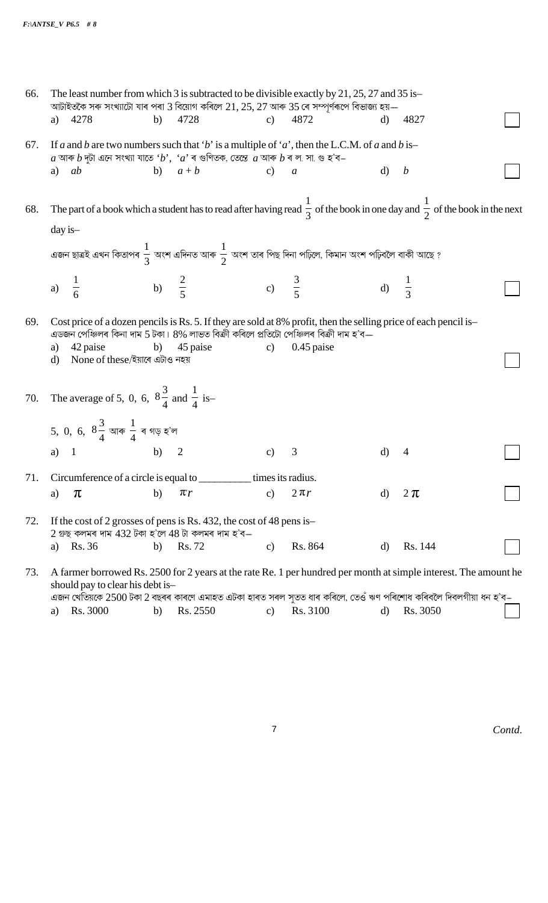66. The least number from which 3 is subtracted to be divisible exactly by 21, 25, 27 and 35 is–
আটাইতকৈ সৰু সংখ্যাটো যাৰ পৰা 3 বিয়োগ কৰিলে 21, 25, 27 আৰু 35 ৰে সম্পূৰ্ণৰূপে বিভাজ্য হয়—
a) 4278 b) 4728 c) 4872 d) 4827

67. If $a$ and $b$ are two numbers such that '$b$' is a multiple of '$a$', then the L.C.M. of $a$ and $b$ is–
$a$ আৰু $b$ দুটা এনে সংখ্যা যাতে '$b$', '$a$' ৰ গুণিতক, তেন্তে $a$ আৰু $b$ ৰ ল. সা. গু হ'ব–
a) $ab$ b) $a + b$ c) $a$ d) $b$

68. The part of a book which a student has to read after having read $\frac{1}{3}$ of the book in one day and $\frac{1}{2}$ of the book in the next day is–
এজন ছাত্ৰই এখন কিতাপৰ $\frac{1}{3}$ অংশ এদিনত আৰু $\frac{1}{2}$ অংশ তাৰ পিছ দিনা পঢ়িলে, কিমান অংশ পঢ়িবলৈ বাকী আছে ?
a) $\frac{1}{6}$ b) $\frac{2}{5}$ c) $\frac{3}{5}$ d) $\frac{1}{3}$

69. Cost price of a dozen pencils is Rs. 5. If they are sold at 8% profit, then the selling price of each pencil is–
এডজন পেঞ্চিলৰ কিনা দাম 5 টকা। 8% লাভত বিক্ৰী কৰিলে প্ৰতিটো পেঞ্চিলৰ বিক্ৰী দাম হ'ব—
a) 42 paise b) 45 paise c) 0.45 paise
d) None of these/ইয়াৰে এটাও নহয়

70. The average of 5, 0, 6, $8\frac{3}{4}$ and $\frac{1}{4}$ is–
5, 0, 6, $8\frac{3}{4}$ আৰু $\frac{1}{4}$ ৰ গড় হ'ল
a) 1 b) 2 c) 3 d) 4

71. Circumference of a circle is equal to __________ times its radius.
a) $\pi$ b) $\pi r$ c) $2\pi r$ d) $2\pi$

72. If the cost of 2 grosses of pens is Rs. 432, the cost of 48 pens is–
2 গ্ৰুছ কলমৰ দাম 432 টকা হ'লে 48 টা কলমৰ দাম হ'ব–
a) Rs. 36 b) Rs. 72 c) Rs. 864 d) Rs. 144

73. A farmer borrowed Rs. 2500 for 2 years at the rate Re. 1 per hundred per month at simple interest. The amount he should pay to clear his debt is–
এজন খেতিয়কে 2500 টকা 2 বছৰৰ কাৰণে এমাহত এটকা হাৰত সৰল সুতত ধাৰ কৰিলে, তেওঁ ঋণ পৰিশোধ কৰিবলৈ দিবলগীয়া ধন হ'ব–
a) Rs. 3000 b) Rs. 2550 c) Rs. 3100 d) Rs. 3050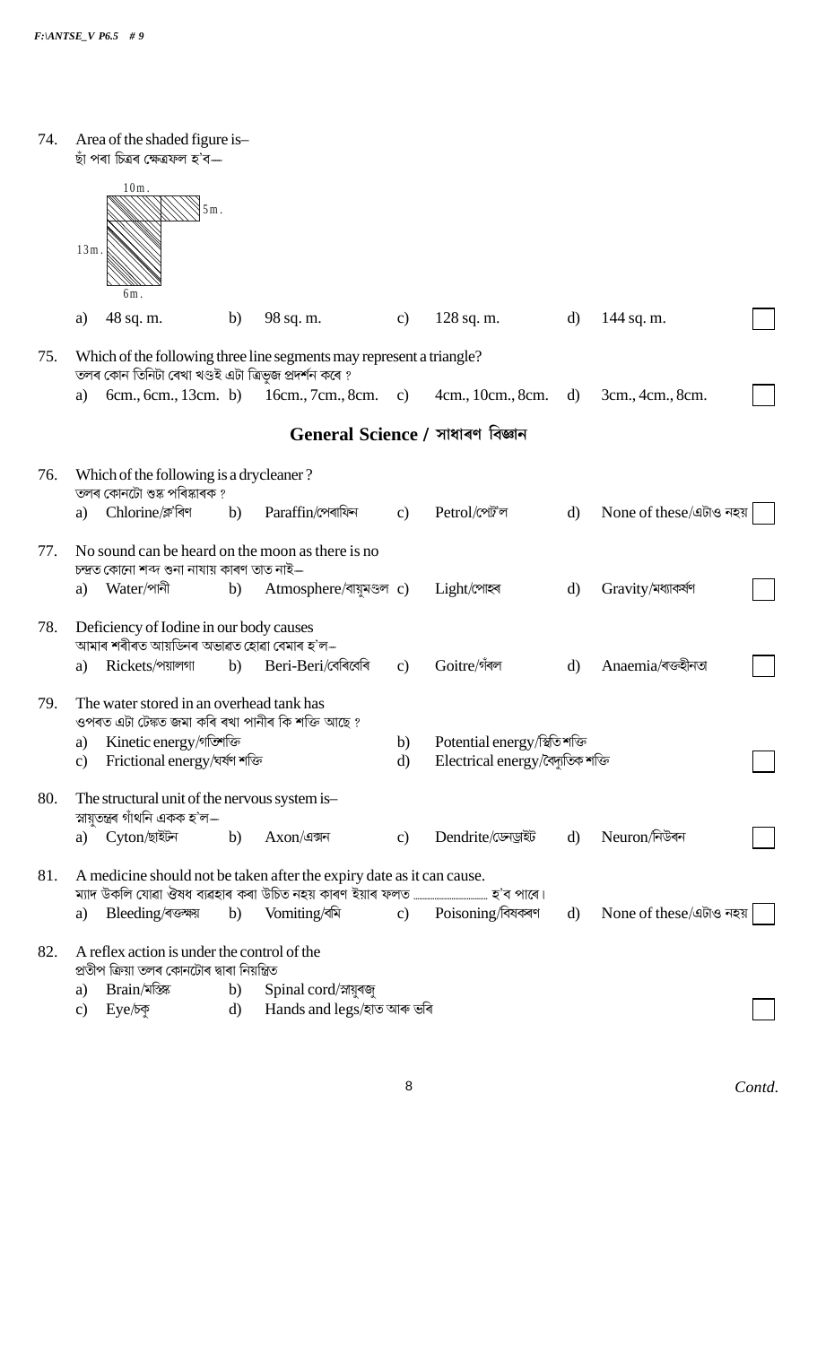74. Area of the shaded figure is–
ছাঁ পৰা চিত্ৰৰ ক্ষেত্ৰফল হ'ব—

10m.
5m.
13m.
6m.

a) 48 sq. m. b) 98 sq. m. c) 128 sq. m. d) 144 sq. m.

75. Which of the following three line segments may represent a triangle?
তলৰ কোন তিনিটা ৰেখা খণ্ডই এটা ত্ৰিভুজ প্ৰদৰ্শন কৰে ?

a) 6cm., 6cm., 13cm. b) 16cm., 7cm., 8cm. c) 4cm., 10cm., 8cm. d) 3cm., 4cm., 8cm.

## General Science / সাধাৰণ বিজ্ঞান

76. Which of the following is a drycleaner ?
তলৰ কোনটো শুষ্ক পৰিষ্কাৰক ?

a) Chlorine/ক্লʼৰিণ b) Paraffin/পেৰাফিন c) Petrol/পেট্ৰʼল d) None of these/এটাও নহয়

77. No sound can be heard on the moon as there is no
চন্দ্ৰত কোনো শব্দ শুনা নাযায় কাৰণ তাত নাই–

a) Water/পানী b) Atmosphere/বায়ুমণ্ডল c) Light/পোহৰ d) Gravity/মধ্যাকৰ্ষণ

78. Deficiency of Iodine in our body causes
আমাৰ শৰীৰত আয়ডিনৰ অভাৱত হোৱা বেমাৰ হ'ল–

a) Rickets/পয়ালগা b) Beri-Beri/বেৰিবেৰি c) Goitre/গঁৱল d) Anaemia/ৰক্তহীনতা

79. The water stored in an overhead tank has
ওপৰত এটা টেঙ্কত জমা কৰি ৰখা পানীৰ কি শক্তি আছে ?

a) Kinetic energy/গতিশক্তি b) Potential energy/স্থিতি শক্তি
c) Frictional energy/ঘৰ্ষণ শক্তি d) Electrical energy/বৈদ্যুতিক শক্তি

80. The structural unit of the nervous system is–
স্নায়ুতন্ত্ৰৰ গাঁথনি একক হ'ল–

a) Cyton/ছাইটন b) Axon/এক্সন c) Dendrite/ডেনড্ৰাইট d) Neuron/নিউৰন

81. A medicine should not be taken after the expiry date as it can cause.
ম্যাদ উকলি যোৱা ঔষধ ব্যৱহাৰ কৰা উচিত নহয় কাৰণ ইয়াৰ ফলত .................... হ'ব পাৰে।

a) Bleeding/ৰক্তক্ষয় b) Vomiting/বমি c) Poisoning/বিষক্ৰিয়া d) None of these/এটাও নহয়

82. A reflex action is under the control of the
প্ৰতীপ ক্ৰিয়া তলৰ কোনটোৰ দ্বাৰা নিয়ন্ত্ৰিত

a) Brain/মস্তিষ্ক b) Spinal cord/স্নায়ুৰজ্জু
c) Eye/চকু d) Hands and legs/হাত আৰু ভৰি

Contd.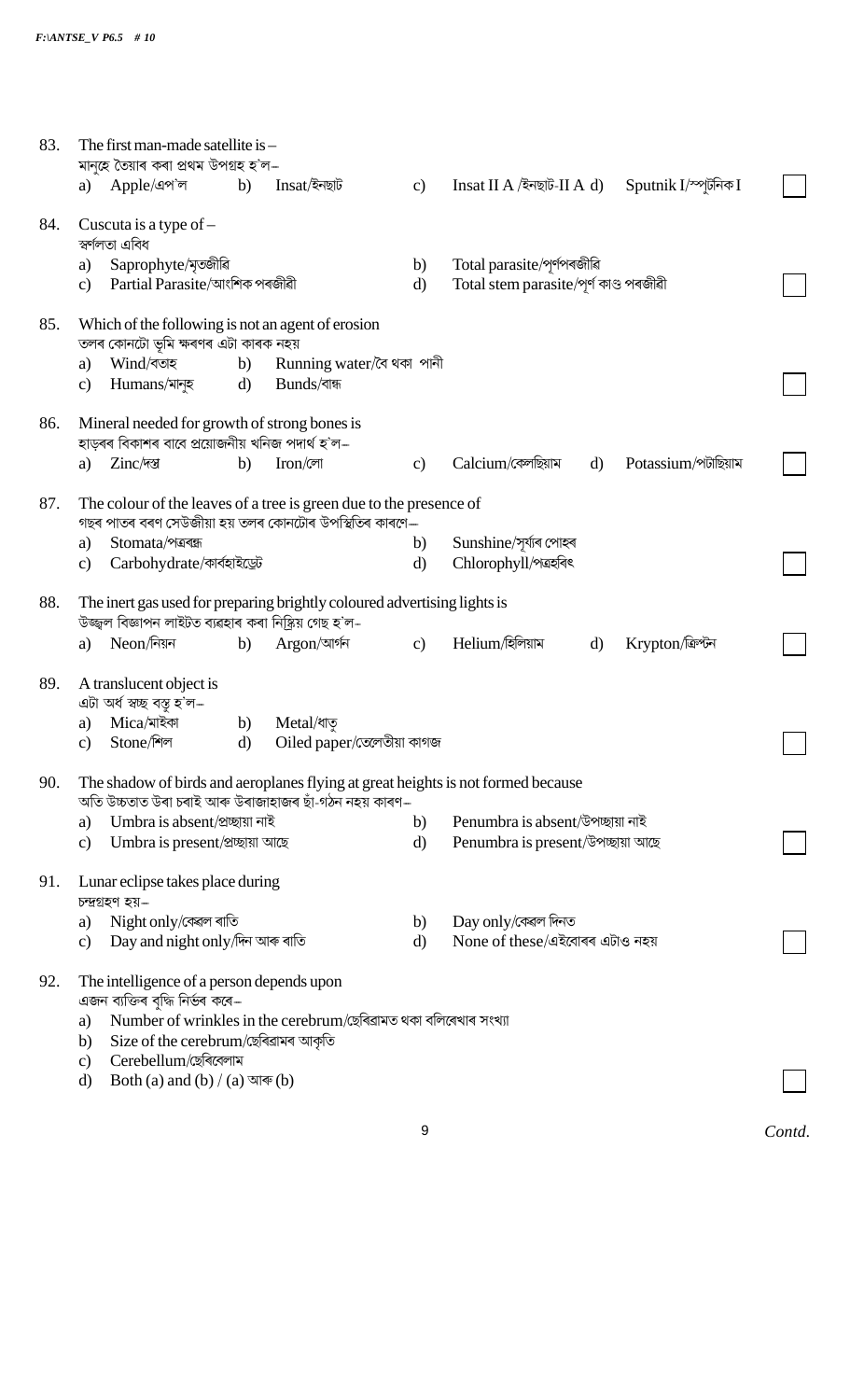83. The first man-made satellite is –
মানুহে তৈয়াৰ কৰা প্ৰথম উপগ্ৰহ হ'ল–
a) Apple/এপ'ল b) Insat/ইনছাট c) Insat II A /ইনছাট-II A d) Sputnik I/স্পুটনিক I

84. Cuscuta is a type of –
স্বৰ্ণলতা এবিধ
a) Saprophyte/মৃতজীৱি
b) Total parasite/পূৰ্ণপৰজীৱি
c) Partial Parasite/আংশিক পৰজীৱী
d) Total stem parasite/পূৰ্ণ কাণ্ড পৰজীৱী

85. Which of the following is not an agent of erosion
তলৰ কোনটো ভূমি ক্ষৰণৰ এটা কাৰক নহয়
a) Wind/বতাহ b) Running water/বৈ থকা পানী
c) Humans/মানুহ d) Bunds/বান্ধ

86. Mineral needed for growth of strong bones is
হাড়ৰ বিকাশৰ বাবে প্ৰয়োজনীয় খনিজ পদাৰ্থ হ'ল–
a) Zinc/দস্তা b) Iron/লো c) Calcium/কেল্‌ছিয়াম d) Potassium/পটাছিয়াম

87. The colour of the leaves of a tree is green due to the presence of
গছৰ পাতৰ বৰণ সেউজীয়া হয় তলৰ কোনটোৰ উপস্থিতিৰ কাৰণে–
a) Stomata/পত্ৰৰন্ধ্ৰ
b) Sunshine/সূৰ্য্যৰ পোহৰ
c) Carbohydrate/কাৰ্বহাইড্ৰেট
d) Chlorophyll/পত্ৰহৰিৎ

88. The inert gas used for preparing brightly coloured advertising lights is
উজ্বল বিজ্ঞাপন লাইটত ব্যৱহাৰ কৰা নিষ্ক্ৰিয় গেছ হ'ল-
a) Neon/নিয়ন b) Argon/আৰ্গন c) Helium/হিলিয়াম d) Krypton/ক্ৰিপ্টন

89. A translucent object is
এটা অৰ্ধ স্বচ্ছ বস্তু হ'ল–
a) Mica/মাইকা b) Metal/ধাতু
c) Stone/শিল d) Oiled paper/তেলেতীয়া কাগজ

90. The shadow of birds and aeroplanes flying at great heights is not formed because
অতি উচ্চতাত উৰা চৰাই আৰু উৰাজাহাজৰ ছাঁ-গঠন নহয় কাৰণ–
a) Umbra is absent/প্ৰচ্ছায়া নাই
b) Penumbra is absent/উপচ্ছায়া নাই
c) Umbra is present/প্ৰচ্ছায়া আছে
d) Penumbra is present/উপচ্ছায়া আছে

91. Lunar eclipse takes place during
চন্দ্ৰগ্ৰহণ হয়–
a) Night only/কেৱল ৰাতি
b) Day only/কেৱল দিনত
c) Day and night only/দিন আৰু ৰাতি
d) None of these/এইবোৰৰ এটাও নহয়

92. The intelligence of a person depends upon
এজন ব্যক্তিৰ বুদ্ধি নিৰ্ভৰ কৰে–
a) Number of wrinkles in the cerebrum/ছেৰিব্ৰামত থকা বলিৰেখাৰ সংখ্যা
b) Size of the cerebrum/ছেৰিব্ৰামৰ আকৃতি
c) Cerebellum/ছেৰিবেলাম
d) Both (a) and (b) / (a) আৰু (b)

*Contd.*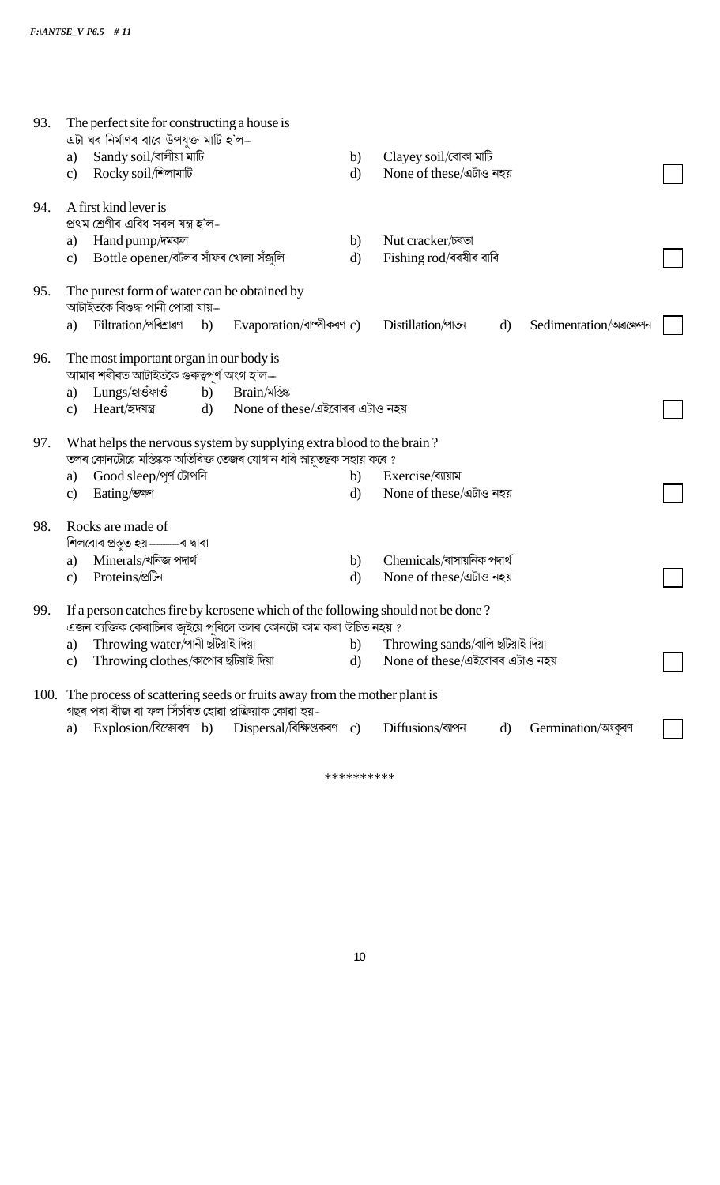93. The perfect site for constructing a house is
এটা ঘৰ নিৰ্মাণৰ বাবে উপযুক্ত মাটি হ'ল–

a) Sandy soil/বালীয়া মাটি
b) Clayey soil/বোকা মাটি
c) Rocky soil/শিলামাটি
d) None of these/এটাও নহয়

94. A first kind lever is
প্ৰথম শ্ৰেণীৰ এবিধ সৰল যন্ত্ৰ হ'ল-

a) Hand pump/দমকল
b) Nut cracker/চৰতা
c) Bottle opener/বটলৰ সাঁফৰ খোলা সঁজুলি
d) Fishing rod/বৰষীৰ বাৰি

95. The purest form of water can be obtained by
আটাইতকৈ বিশুদ্ধ পানী পোৱা যায়–

a) Filtration/পৰিশ্ৰাৱণ
b) Evaporation/বাষ্পীকৰণ
c) Distillation/পাতন
d) Sedimentation/অৱক্ষেপন

96. The most important organ in our body is
আমাৰ শৰীৰত আটাইতকৈ গুৰুত্বপূৰ্ণ অংগ হ'ল–

a) Lungs/হাওঁফাওঁ
b) Brain/মস্তিষ্ক
c) Heart/হৃদযন্ত্ৰ
d) None of these/এইবোৰৰ এটাও নহয়

97. What helps the nervous system by supplying extra blood to the brain ?
তলৰ কোনটোৱে মস্তিষ্কক অতিৰিক্ত তেজৰ যোগান ধৰি স্নায়ুতন্ত্ৰক সহায় কৰে ?

a) Good sleep/পূৰ্ণ টোপনি
b) Exercise/ব্যায়াম
c) Eating/ভক্ষণ
d) None of these/এটাও নহয়

98. Rocks are made of
শিলবোৰ প্ৰস্তুত হয়———ৰ দ্বাৰা

a) Minerals/খনিজ পদাৰ্থ
b) Chemicals/ৰাসায়নিক পদাৰ্থ
c) Proteins/প্ৰটিন
d) None of these/এটাও নহয়

99. If a person catches fire by kerosene which of the following should not be done ?
এজন ব্যক্তিক কেৰাচিনৰ জুইয়ে পুৰিলে তলৰ কোনটো কাম কৰা উচিত নহয় ?

a) Throwing water/পানী ছটিয়াই দিয়া
b) Throwing sands/বালি ছটিয়াই দিয়া
c) Throwing clothes/কাপোৰ ছটিয়াই দিয়া
d) None of these/এইবোৰৰ এটাও নহয়

100. The process of scattering seeds or fruits away from the mother plant is
গছৰ পৰা বীজ বা ফল সিঁচৰিত হোৱা প্ৰক্ৰিয়াক কোৱা হয়-

a) Explosion/বিস্ফোৰণ
b) Dispersal/বিক্ষিপ্তকৰণ
c) Diffusions/ব্যাপন
d) Germination/অংকুৰণ

\*\*\*\*\*\*\*\*\*\*